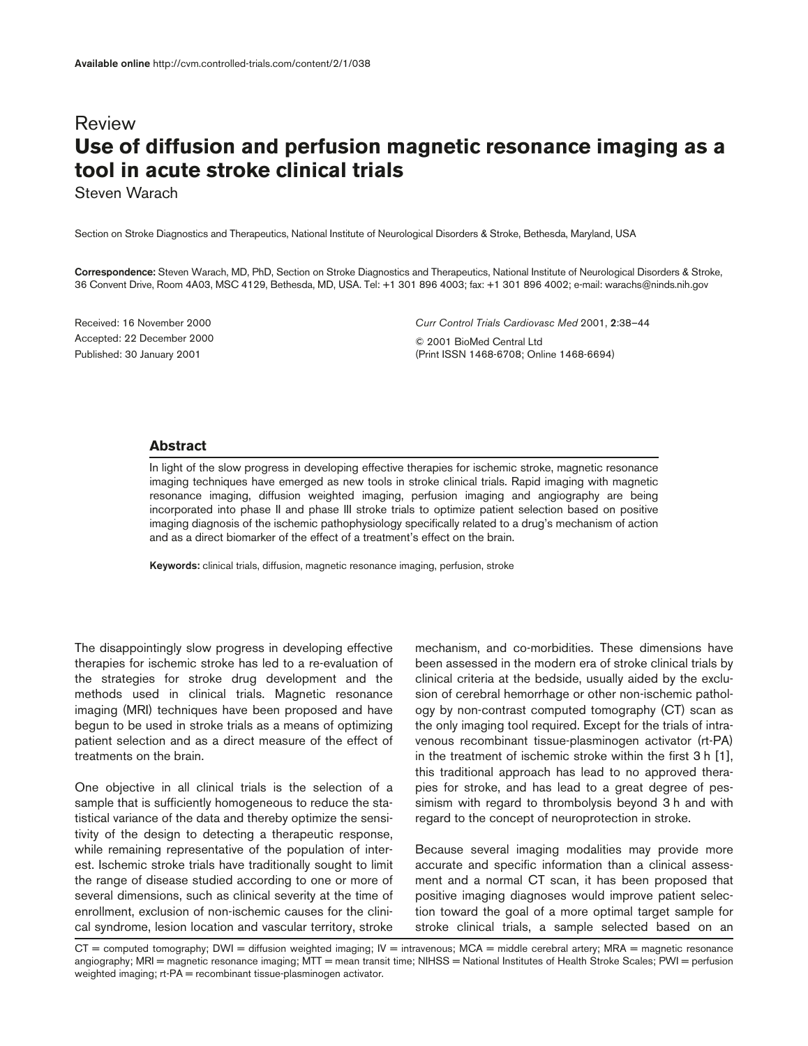Available online http://cvm.controlled-trials.com/content/2/1/038

Review

# Use of diffusion and perfusion magnetic resonance imaging as a tool in acute stroke clinical trials

Steven Warach

Section on Stroke Diagnostics and Therapeutics, National Institute of Neurological Disorders & Stroke, Bethesda, Maryland, USA

**Correspondence:** Steven Warach, MD, PhD, Section on Stroke Diagnostics and Therapeutics, National Institute of Neurological Disorders & Stroke, 36 Convent Drive, Room 4A03, MSC 4129, Bethesda, MD, USA. Tel: +1 301 896 4003; fax: +1 301 896 4002; e-mail: warachs@ninds.nih.gov

Received: 16 November 2000
Accepted: 22 December 2000
Published: 30 January 2001

*Curr Control Trials Cardiovasc Med* 2001, **2**:38–44

© 2001 BioMed Central Ltd
(Print ISSN 1468-6708; Online 1468-6694)

## Abstract

In light of the slow progress in developing effective therapies for ischemic stroke, magnetic resonance imaging techniques have emerged as new tools in stroke clinical trials. Rapid imaging with magnetic resonance imaging, diffusion weighted imaging, perfusion imaging and angiography are being incorporated into phase II and phase III stroke trials to optimize patient selection based on positive imaging diagnosis of the ischemic pathophysiology specifically related to a drug's mechanism of action and as a direct biomarker of the effect of a treatment's effect on the brain.

**Keywords:** clinical trials, diffusion, magnetic resonance imaging, perfusion, stroke

The disappointingly slow progress in developing effective therapies for ischemic stroke has led to a re-evaluation of the strategies for stroke drug development and the methods used in clinical trials. Magnetic resonance imaging (MRI) techniques have been proposed and have begun to be used in stroke trials as a means of optimizing patient selection and as a direct measure of the effect of treatments on the brain.

One objective in all clinical trials is the selection of a sample that is sufficiently homogeneous to reduce the statistical variance of the data and thereby optimize the sensitivity of the design to detecting a therapeutic response, while remaining representative of the population of interest. Ischemic stroke trials have traditionally sought to limit the range of disease studied according to one or more of several dimensions, such as clinical severity at the time of enrollment, exclusion of non-ischemic causes for the clinical syndrome, lesion location and vascular territory, stroke mechanism, and co-morbidities. These dimensions have been assessed in the modern era of stroke clinical trials by clinical criteria at the bedside, usually aided by the exclusion of cerebral hemorrhage or other non-ischemic pathology by non-contrast computed tomography (CT) scan as the only imaging tool required. Except for the trials of intravenous recombinant tissue-plasminogen activator (rt-PA) in the treatment of ischemic stroke within the first 3 h [1], this traditional approach has lead to no approved therapies for stroke, and has lead to a great degree of pessimism with regard to thrombolysis beyond 3 h and with regard to the concept of neuroprotection in stroke.

Because several imaging modalities may provide more accurate and specific information than a clinical assessment and a normal CT scan, it has been proposed that positive imaging diagnoses would improve patient selection toward the goal of a more optimal target sample for stroke clinical trials, a sample selected based on an

CT = computed tomography; DWI = diffusion weighted imaging; IV = intravenous; MCA = middle cerebral artery; MRA = magnetic resonance angiography; MRI = magnetic resonance imaging; MTT = mean transit time; NIHSS = National Institutes of Health Stroke Scales; PWI = perfusion weighted imaging; rt-PA = recombinant tissue-plasminogen activator.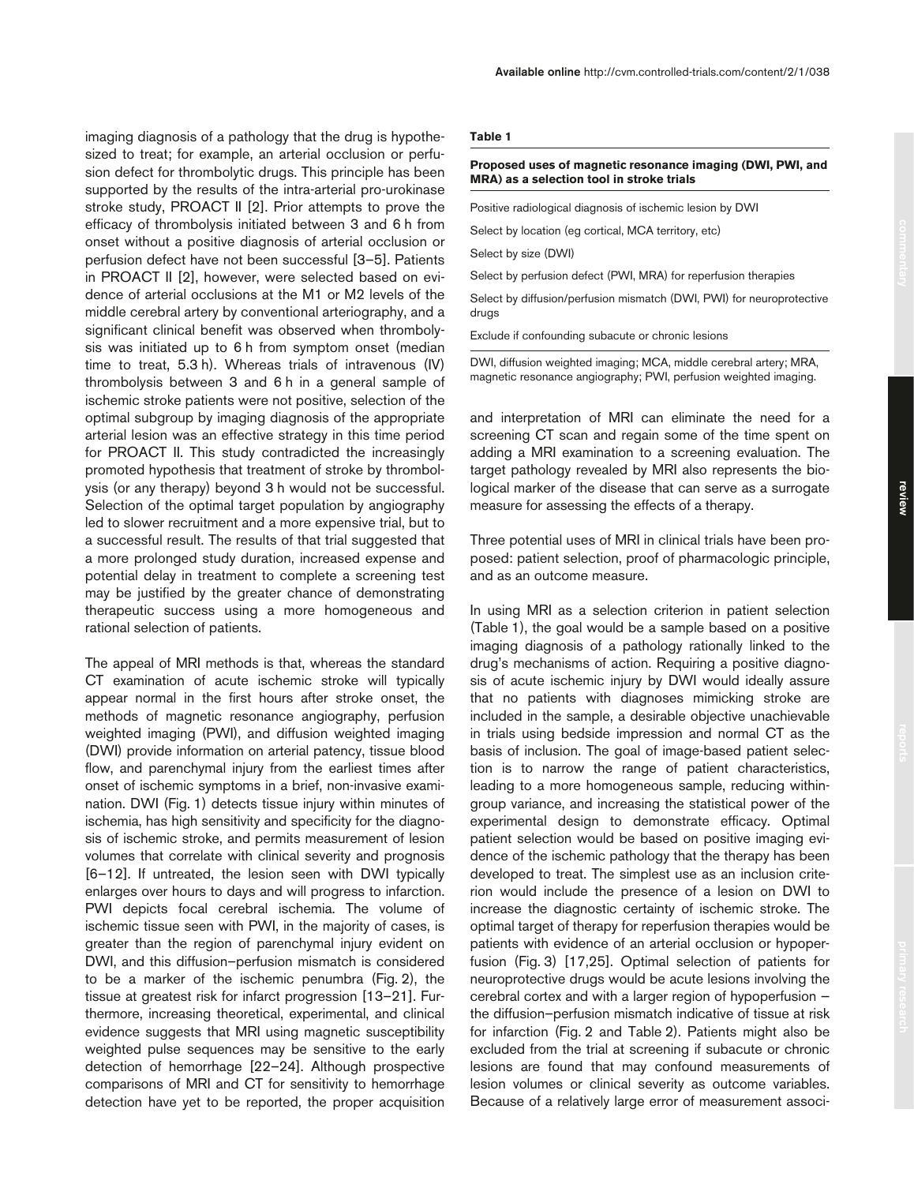imaging diagnosis of a pathology that the drug is hypothesized to treat; for example, an arterial occlusion or perfusion defect for thrombolytic drugs. This principle has been supported by the results of the intra-arterial pro-urokinase stroke study, PROACT II [2]. Prior attempts to prove the efficacy of thrombolysis initiated between 3 and 6 h from onset without a positive diagnosis of arterial occlusion or perfusion defect have not been successful [3–5]. Patients in PROACT II [2], however, were selected based on evidence of arterial occlusions at the M1 or M2 levels of the middle cerebral artery by conventional arteriography, and a significant clinical benefit was observed when thrombolysis was initiated up to 6 h from symptom onset (median time to treat, 5.3 h). Whereas trials of intravenous (IV) thrombolysis between 3 and 6 h in a general sample of ischemic stroke patients were not positive, selection of the optimal subgroup by imaging diagnosis of the appropriate arterial lesion was an effective strategy in this time period for PROACT II. This study contradicted the increasingly promoted hypothesis that treatment of stroke by thrombolysis (or any therapy) beyond 3 h would not be successful. Selection of the optimal target population by angiography led to slower recruitment and a more expensive trial, but to a successful result. The results of that trial suggested that a more prolonged study duration, increased expense and potential delay in treatment to complete a screening test may be justified by the greater chance of demonstrating therapeutic success using a more homogeneous and rational selection of patients.

The appeal of MRI methods is that, whereas the standard CT examination of acute ischemic stroke will typically appear normal in the first hours after stroke onset, the methods of magnetic resonance angiography, perfusion weighted imaging (PWI), and diffusion weighted imaging (DWI) provide information on arterial patency, tissue blood flow, and parenchymal injury from the earliest times after onset of ischemic symptoms in a brief, non-invasive examination. DWI (Fig. 1) detects tissue injury within minutes of ischemia, has high sensitivity and specificity for the diagnosis of ischemic stroke, and permits measurement of lesion volumes that correlate with clinical severity and prognosis [6–12]. If untreated, the lesion seen with DWI typically enlarges over hours to days and will progress to infarction. PWI depicts focal cerebral ischemia. The volume of ischemic tissue seen with PWI, in the majority of cases, is greater than the region of parenchymal injury evident on DWI, and this diffusion–perfusion mismatch is considered to be a marker of the ischemic penumbra (Fig. 2), the tissue at greatest risk for infarct progression [13–21]. Furthermore, increasing theoretical, experimental, and clinical evidence suggests that MRI using magnetic susceptibility weighted pulse sequences may be sensitive to the early detection of hemorrhage [22–24]. Although prospective comparisons of MRI and CT for sensitivity to hemorrhage detection have yet to be reported, the proper acquisition and interpretation of MRI can eliminate the need for a screening CT scan and regain some of the time spent on adding a MRI examination to a screening evaluation. The target pathology revealed by MRI also represents the biological marker of the disease that can serve as a surrogate measure for assessing the effects of a therapy.

**Table 1**

**Proposed uses of magnetic resonance imaging (DWI, PWI, and MRA) as a selection tool in stroke trials**

| |
|---|
| Positive radiological diagnosis of ischemic lesion by DWI |
| Select by location (eg cortical, MCA territory, etc) |
| Select by size (DWI) |
| Select by perfusion defect (PWI, MRA) for reperfusion therapies |
| Select by diffusion/perfusion mismatch (DWI, PWI) for neuroprotective drugs |
| Exclude if confounding subacute or chronic lesions |

DWI, diffusion weighted imaging; MCA, middle cerebral artery; MRA, magnetic resonance angiography; PWI, perfusion weighted imaging.

Three potential uses of MRI in clinical trials have been proposed: patient selection, proof of pharmacologic principle, and as an outcome measure.

In using MRI as a selection criterion in patient selection (Table 1), the goal would be a sample based on a positive imaging diagnosis of a pathology rationally linked to the drug's mechanisms of action. Requiring a positive diagnosis of acute ischemic injury by DWI would ideally assure that no patients with diagnoses mimicking stroke are included in the sample, a desirable objective unachievable in trials using bedside impression and normal CT as the basis of inclusion. The goal of image-based patient selection is to narrow the range of patient characteristics, leading to a more homogeneous sample, reducing within-group variance, and increasing the statistical power of the experimental design to demonstrate efficacy. Optimal patient selection would be based on positive imaging evidence of the ischemic pathology that the therapy has been developed to treat. The simplest use as an inclusion criterion would include the presence of a lesion on DWI to increase the diagnostic certainty of ischemic stroke. The optimal target of therapy for reperfusion therapies would be patients with evidence of an arterial occlusion or hypoperfusion (Fig. 3) [17,25]. Optimal selection of patients for neuroprotective drugs would be acute lesions involving the cerebral cortex and with a larger region of hypoperfusion – the diffusion–perfusion mismatch indicative of tissue at risk for infarction (Fig. 2 and Table 2). Patients might also be excluded from the trial at screening if subacute or chronic lesions are found that may confound measurements of lesion volumes or clinical severity as outcome variables. Because of a relatively large error of measurement associ-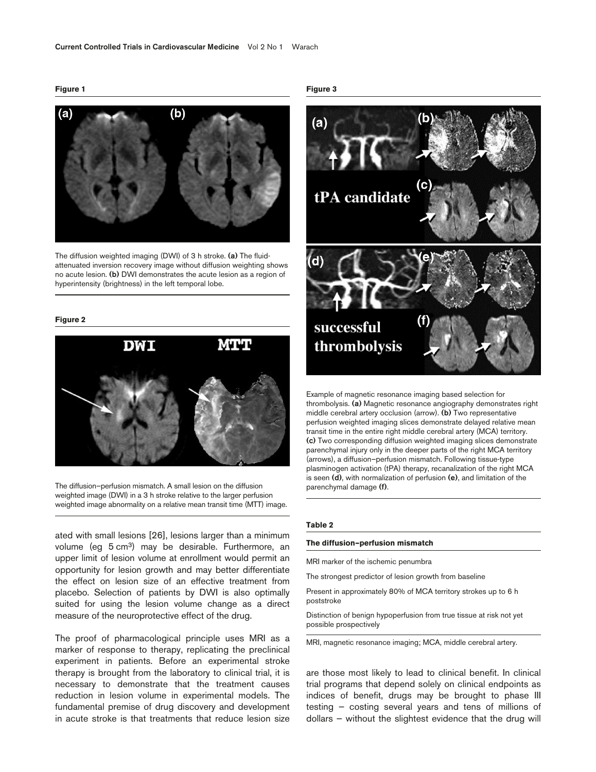**Figure 1**

The diffusion weighted imaging (DWI) of 3 h stroke. **(a)** The fluid-attenuated inversion recovery image without diffusion weighting shows no acute lesion. **(b)** DWI demonstrates the acute lesion as a region of hyperintensity (brightness) in the left temporal lobe.

**Figure 2**

The diffusion–perfusion mismatch. A small lesion on the diffusion weighted image (DWI) in a 3 h stroke relative to the larger perfusion weighted image abnormality on a relative mean transit time (MTT) image.

ated with small lesions [26], lesions larger than a minimum volume (eg 5 cm$^3$) may be desirable. Furthermore, an upper limit of lesion volume at enrollment would permit an opportunity for lesion growth and may better differentiate the effect on lesion size of an effective treatment from placebo. Selection of patients by DWI is also optimally suited for using the lesion volume change as a direct measure of the neuroprotective effect of the drug.

The proof of pharmacological principle uses MRI as a marker of response to therapy, replicating the preclinical experiment in patients. Before an experimental stroke therapy is brought from the laboratory to clinical trial, it is necessary to demonstrate that the treatment causes reduction in lesion volume in experimental models. The fundamental premise of drug discovery and development in acute stroke is that treatments that reduce lesion size

**Figure 3**

Example of magnetic resonance imaging based selection for thrombolysis. **(a)** Magnetic resonance angiography demonstrates right middle cerebral artery occlusion (arrow). **(b)** Two representative perfusion weighted imaging slices demonstrate delayed relative mean transit time in the entire right middle cerebral artery (MCA) territory. **(c)** Two corresponding diffusion weighted imaging slices demonstrate parenchymal injury only in the deeper parts of the right MCA territory (arrows), a diffusion–perfusion mismatch. Following tissue-type plasminogen activation (tPA) therapy, recanalization of the right MCA is seen **(d)**, with normalization of perfusion **(e)**, and limitation of the parenchymal damage **(f)**.

**Table 2**

| The diffusion–perfusion mismatch |
|---|
| MRI marker of the ischemic penumbra |
| The strongest predictor of lesion growth from baseline |
| Present in approximately 80% of MCA territory strokes up to 6 h poststroke |
| Distinction of benign hypoperfusion from true tissue at risk not yet possible prospectively |

MRI, magnetic resonance imaging; MCA, middle cerebral artery.

are those most likely to lead to clinical benefit. In clinical trial programs that depend solely on clinical endpoints as indices of benefit, drugs may be brought to phase III testing – costing several years and tens of millions of dollars – without the slightest evidence that the drug will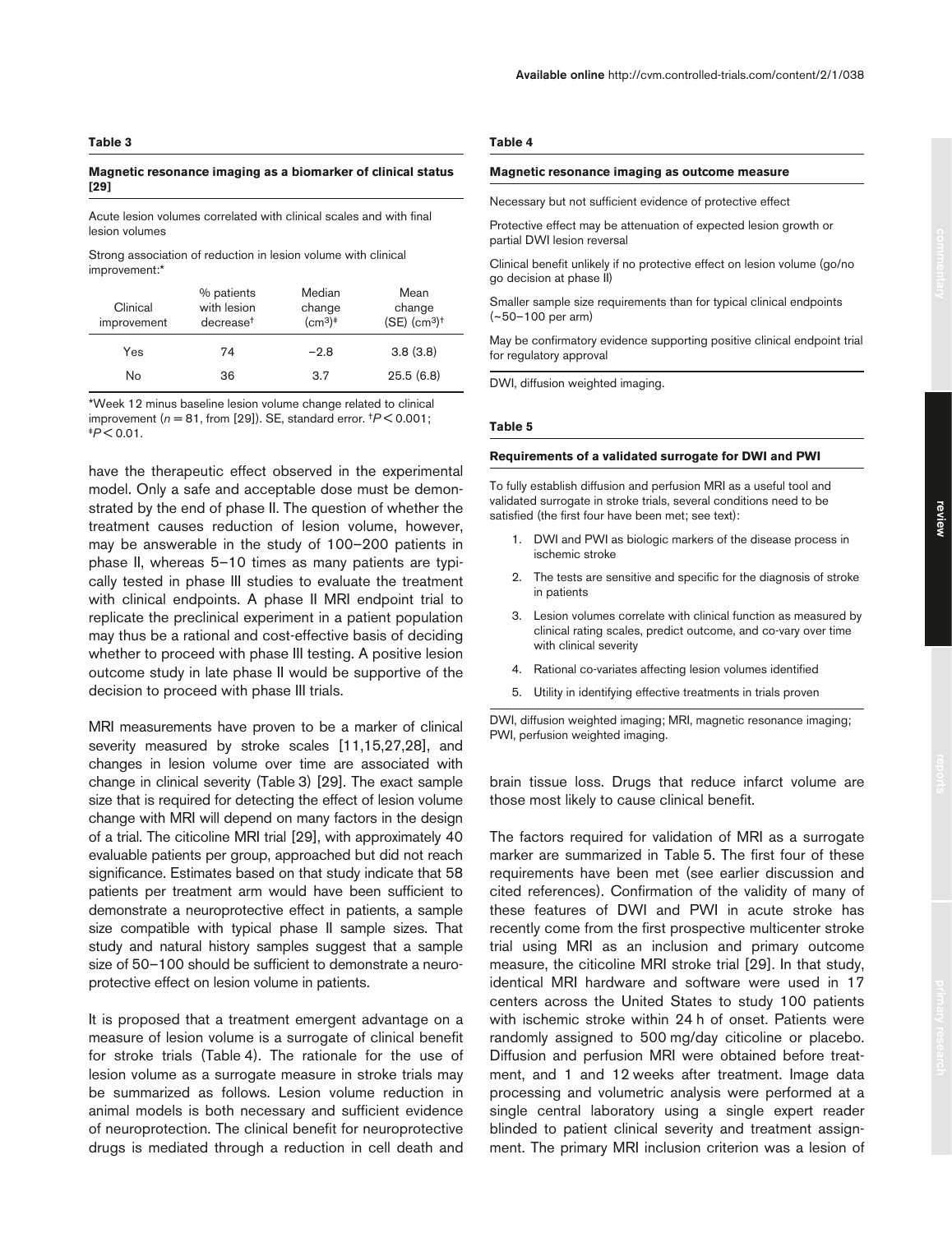**Table 3**

**Magnetic resonance imaging as a biomarker of clinical status [29]**

Acute lesion volumes correlated with clinical scales and with final lesion volumes

Strong association of reduction in lesion volume with clinical improvement:*

| Clinical improvement | % patients with lesion decrease[†] | Median change ($cm^3$)[‡] | Mean change (SE) ($cm^3$)[†] |
|---|---|---|---|
| Yes | 74 | −2.8 | 3.8 (3.8) |
| No | 36 | 3.7 | 25.5 (6.8) |

*Week 12 minus baseline lesion volume change related to clinical improvement ($n = 81$, from [29]). SE, standard error. [†]$P < 0.001$; [‡]$P < 0.01$.

have the therapeutic effect observed in the experimental model. Only a safe and acceptable dose must be demonstrated by the end of phase II. The question of whether the treatment causes reduction of lesion volume, however, may be answerable in the study of 100–200 patients in phase II, whereas 5–10 times as many patients are typically tested in phase III studies to evaluate the treatment with clinical endpoints. A phase II MRI endpoint trial to replicate the preclinical experiment in a patient population may thus be a rational and cost-effective basis of deciding whether to proceed with phase III testing. A positive lesion outcome study in late phase II would be supportive of the decision to proceed with phase III trials.

MRI measurements have proven to be a marker of clinical severity measured by stroke scales [11,15,27,28], and changes in lesion volume over time are associated with change in clinical severity (Table 3) [29]. The exact sample size that is required for detecting the effect of lesion volume change with MRI will depend on many factors in the design of a trial. The citicoline MRI trial [29], with approximately 40 evaluable patients per group, approached but did not reach significance. Estimates based on that study indicate that 58 patients per treatment arm would have been sufficient to demonstrate a neuroprotective effect in patients, a sample size compatible with typical phase II sample sizes. That study and natural history samples suggest that a sample size of 50–100 should be sufficient to demonstrate a neuroprotective effect on lesion volume in patients.

It is proposed that a treatment emergent advantage on a measure of lesion volume is a surrogate of clinical benefit for stroke trials (Table 4). The rationale for the use of lesion volume as a surrogate measure in stroke trials may be summarized as follows. Lesion volume reduction in animal models is both necessary and sufficient evidence of neuroprotection. The clinical benefit for neuroprotective drugs is mediated through a reduction in cell death and brain tissue loss. Drugs that reduce infarct volume are those most likely to cause clinical benefit.

**Table 4**

**Magnetic resonance imaging as outcome measure**

Necessary but not sufficient evidence of protective effect

Protective effect may be attenuation of expected lesion growth or partial DWI lesion reversal

Clinical benefit unlikely if no protective effect on lesion volume (go/no go decision at phase II)

Smaller sample size requirements than for typical clinical endpoints (~50–100 per arm)

May be confirmatory evidence supporting positive clinical endpoint trial for regulatory approval

DWI, diffusion weighted imaging.

**Table 5**

**Requirements of a validated surrogate for DWI and PWI**

To fully establish diffusion and perfusion MRI as a useful tool and validated surrogate in stroke trials, several conditions need to be satisfied (the first four have been met; see text):

1. DWI and PWI as biologic markers of the disease process in ischemic stroke
2. The tests are sensitive and specific for the diagnosis of stroke in patients
3. Lesion volumes correlate with clinical function as measured by clinical rating scales, predict outcome, and co-vary over time with clinical severity
4. Rational co-variates affecting lesion volumes identified
5. Utility in identifying effective treatments in trials proven

DWI, diffusion weighted imaging; MRI, magnetic resonance imaging; PWI, perfusion weighted imaging.

The factors required for validation of MRI as a surrogate marker are summarized in Table 5. The first four of these requirements have been met (see earlier discussion and cited references). Confirmation of the validity of many of these features of DWI and PWI in acute stroke has recently come from the first prospective multicenter stroke trial using MRI as an inclusion and primary outcome measure, the citicoline MRI stroke trial [29]. In that study, identical MRI hardware and software were used in 17 centers across the United States to study 100 patients with ischemic stroke within 24 h of onset. Patients were randomly assigned to 500 mg/day citicoline or placebo. Diffusion and perfusion MRI were obtained before treatment, and 1 and 12 weeks after treatment. Image data processing and volumetric analysis were performed at a single central laboratory using a single expert reader blinded to patient clinical severity and treatment assignment. The primary MRI inclusion criterion was a lesion of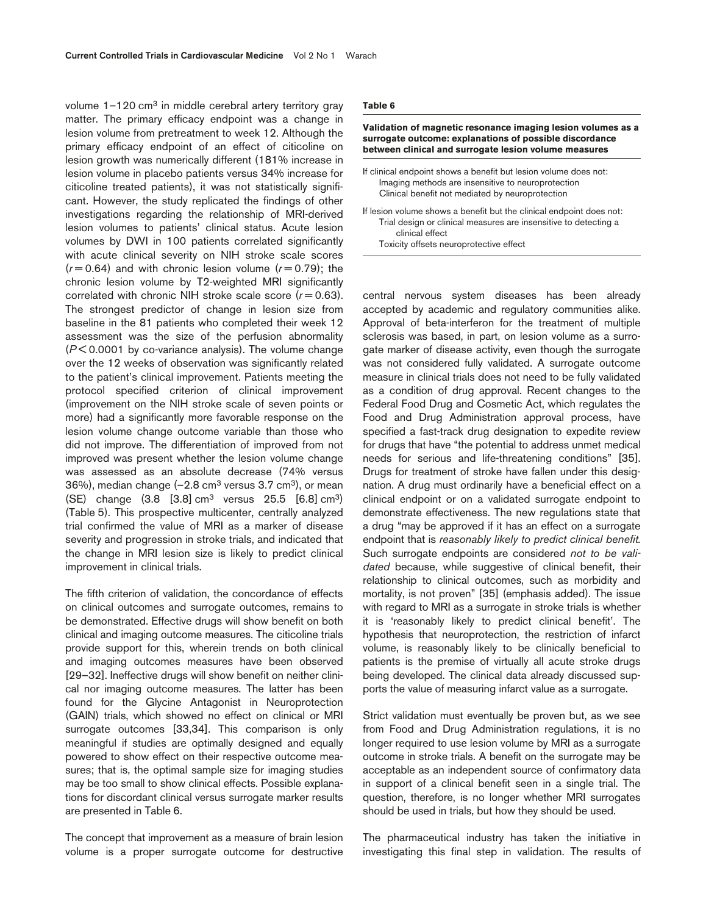volume 1–120 $cm^3$ in middle cerebral artery territory gray matter. The primary efficacy endpoint was a change in lesion volume from pretreatment to week 12. Although the primary efficacy endpoint of an effect of citicoline on lesion growth was numerically different (181% increase in lesion volume in placebo patients versus 34% increase for citicoline treated patients), it was not statistically significant. However, the study replicated the findings of other investigations regarding the relationship of MRI-derived lesion volumes to patients' clinical status. Acute lesion volumes by DWI in 100 patients correlated significantly with acute clinical severity on NIH stroke scale scores ($r = 0.64$) and with chronic lesion volume ($r = 0.79$); the chronic lesion volume by T2-weighted MRI significantly correlated with chronic NIH stroke scale score ($r = 0.63$). The strongest predictor of change in lesion size from baseline in the 81 patients who completed their week 12 assessment was the size of the perfusion abnormality ($P < 0.0001$ by co-variance analysis). The volume change over the 12 weeks of observation was significantly related to the patient's clinical improvement. Patients meeting the protocol specified criterion of clinical improvement (improvement on the NIH stroke scale of seven points or more) had a significantly more favorable response on the lesion volume change outcome variable than those who did not improve. The differentiation of improved from not improved was present whether the lesion volume change was assessed as an absolute decrease (74% versus 36%), median change (–2.8 $cm^3$ versus 3.7 $cm^3$), or mean (SE) change (3.8 [3.8] $cm^3$ versus 25.5 [6.8] $cm^3$) (Table 5). This prospective multicenter, centrally analyzed trial confirmed the value of MRI as a marker of disease severity and progression in stroke trials, and indicated that the change in MRI lesion size is likely to predict clinical improvement in clinical trials.

The fifth criterion of validation, the concordance of effects on clinical outcomes and surrogate outcomes, remains to be demonstrated. Effective drugs will show benefit on both clinical and imaging outcome measures. The citicoline trials provide support for this, wherein trends on both clinical and imaging outcomes measures have been observed [29–32]. Ineffective drugs will show benefit on neither clinical nor imaging outcome measures. The latter has been found for the Glycine Antagonist in Neuroprotection (GAIN) trials, which showed no effect on clinical or MRI surrogate outcomes [33,34]. This comparison is only meaningful if studies are optimally designed and equally powered to show effect on their respective outcome measures; that is, the optimal sample size for imaging studies may be too small to show clinical effects. Possible explanations for discordant clinical versus surrogate marker results are presented in Table 6.

**Table 6**

**Validation of magnetic resonance imaging lesion volumes as a surrogate outcome: explanations of possible discordance between clinical and surrogate lesion volume measures**

If clinical endpoint shows a benefit but lesion volume does not:
- Imaging methods are insensitive to neuroprotection
- Clinical benefit not mediated by neuroprotection

If lesion volume shows a benefit but the clinical endpoint does not:
- Trial design or clinical measures are insensitive to detecting a clinical effect
- Toxicity offsets neuroprotective effect

The concept that improvement as a measure of brain lesion volume is a proper surrogate outcome for destructive central nervous system diseases has been already accepted by academic and regulatory communities alike. Approval of beta-interferon for the treatment of multiple sclerosis was based, in part, on lesion volume as a surrogate marker of disease activity, even though the surrogate was not considered fully validated. A surrogate outcome measure in clinical trials does not need to be fully validated as a condition of drug approval. Recent changes to the Federal Food Drug and Cosmetic Act, which regulates the Food and Drug Administration approval process, have specified a fast-track drug designation to expedite review for drugs that have "the potential to address unmet medical needs for serious and life-threatening conditions" [35]. Drugs for treatment of stroke have fallen under this designation. A drug must ordinarily have a beneficial effect on a clinical endpoint or on a validated surrogate endpoint to demonstrate effectiveness. The new regulations state that a drug "may be approved if it has an effect on a surrogate endpoint that is *reasonably likely to predict clinical benefit*. Such surrogate endpoints are considered *not to be validated* because, while suggestive of clinical benefit, their relationship to clinical outcomes, such as morbidity and mortality, is not proven" [35] (emphasis added). The issue with regard to MRI as a surrogate in stroke trials is whether it is 'reasonably likely to predict clinical benefit'. The hypothesis that neuroprotection, the restriction of infarct volume, is reasonably likely to be clinically beneficial to patients is the premise of virtually all acute stroke drugs being developed. The clinical data already discussed supports the value of measuring infarct value as a surrogate.

Strict validation must eventually be proven but, as we see from Food and Drug Administration regulations, it is no longer required to use lesion volume by MRI as a surrogate outcome in stroke trials. A benefit on the surrogate may be acceptable as an independent source of confirmatory data in support of a clinical benefit seen in a single trial. The question, therefore, is no longer whether MRI surrogates should be used in trials, but how they should be used.

The pharmaceutical industry has taken the initiative in investigating this final step in validation. The results of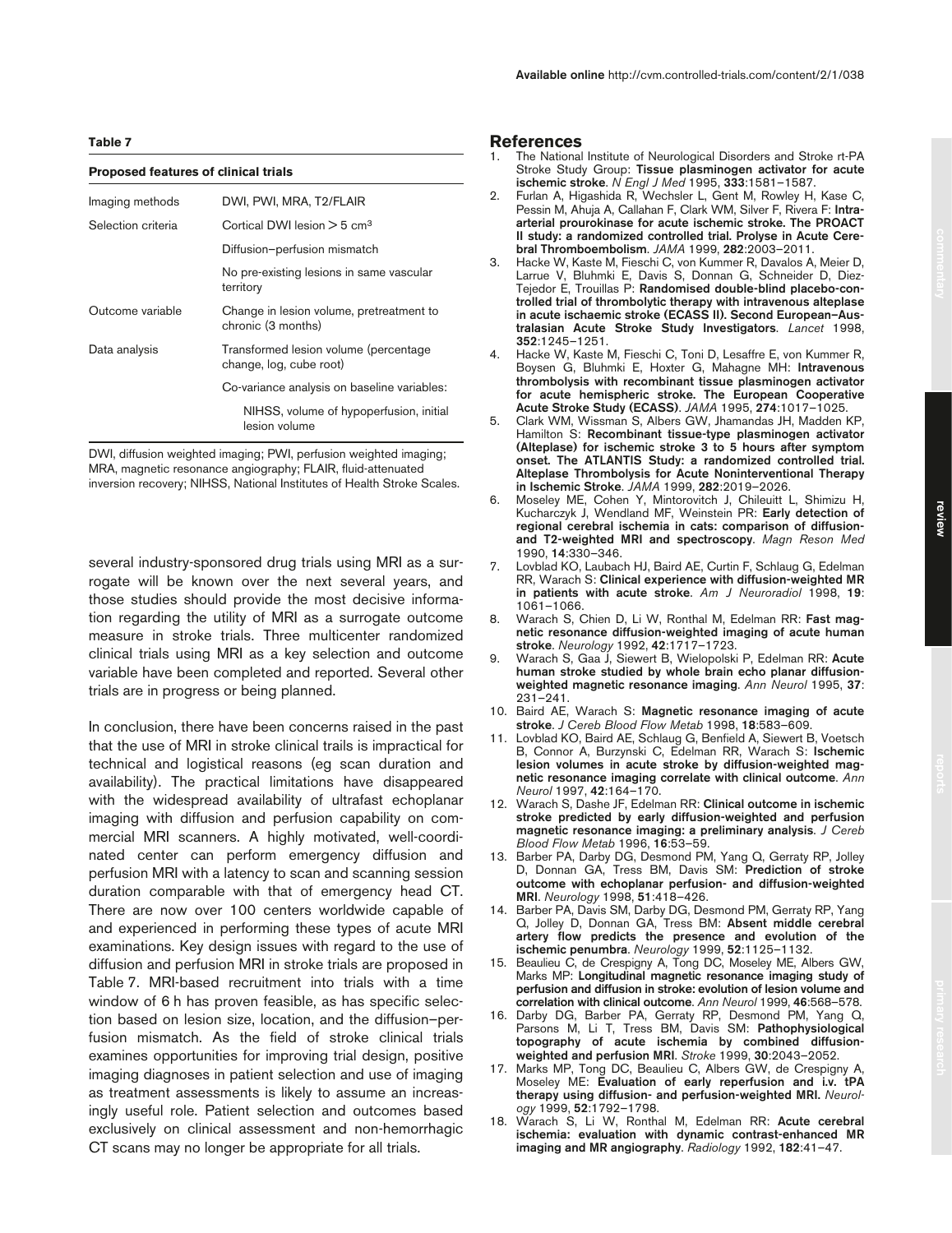**Table 7**

**Proposed features of clinical trials**

| | |
|---|---|
| Imaging methods | DWI, PWI, MRA, T2/FLAIR |
| Selection criteria | Cortical DWI lesion > 5 cm$^3$ |
| | Diffusion–perfusion mismatch |
| | No pre-existing lesions in same vascular territory |
| Outcome variable | Change in lesion volume, pretreatment to chronic (3 months) |
| Data analysis | Transformed lesion volume (percentage change, log, cube root) |
| | Co-variance analysis on baseline variables: |
| | NIHSS, volume of hypoperfusion, initial lesion volume |

DWI, diffusion weighted imaging; PWI, perfusion weighted imaging; MRA, magnetic resonance angiography; FLAIR, fluid-attenuated inversion recovery; NIHSS, National Institutes of Health Stroke Scales.

several industry-sponsored drug trials using MRI as a surrogate will be known over the next several years, and those studies should provide the most decisive information regarding the utility of MRI as a surrogate outcome measure in stroke trials. Three multicenter randomized clinical trials using MRI as a key selection and outcome variable have been completed and reported. Several other trials are in progress or being planned.

In conclusion, there have been concerns raised in the past that the use of MRI in stroke clinical trails is impractical for technical and logistical reasons (eg scan duration and availability). The practical limitations have disappeared with the widespread availability of ultrafast echoplanar imaging with diffusion and perfusion capability on commercial MRI scanners. A highly motivated, well-coordinated center can perform emergency diffusion and perfusion MRI with a latency to scan and scanning session duration comparable with that of emergency head CT. There are now over 100 centers worldwide capable of and experienced in performing these types of acute MRI examinations. Key design issues with regard to the use of diffusion and perfusion MRI in stroke trials are proposed in Table 7. MRI-based recruitment into trials with a time window of 6 h has proven feasible, as has specific selection based on lesion size, location, and the diffusion–perfusion mismatch. As the field of stroke clinical trials examines opportunities for improving trial design, positive imaging diagnoses in patient selection and use of imaging as treatment assessments is likely to assume an increasingly useful role. Patient selection and outcomes based exclusively on clinical assessment and non-hemorrhagic CT scans may no longer be appropriate for all trials.

## References

1. The National Institute of Neurological Disorders and Stroke rt-PA Stroke Study Group: **Tissue plasminogen activator for acute ischemic stroke**. *N Engl J Med* 1995, **333**:1581–1587.
2. Furlan A, Higashida R, Wechsler L, Gent M, Rowley H, Kase C, Pessin M, Ahuja A, Callahan F, Clark WM, Silver F, Rivera F: **Intra-arterial prourokinase for acute ischemic stroke. The PROACT II study: a randomized controlled trial. Prolyse in Acute Cerebral Thromboembolism**. *JAMA* 1999, **282**:2003–2011.
3. Hacke W, Kaste M, Fieschi C, von Kummer R, Davalos A, Meier D, Larrue V, Bluhmki E, Davis S, Donnan G, Schneider D, Diez-Tejedor E, Trouillas P: **Randomised double-blind placebo-controlled trial of thrombolytic therapy with intravenous alteplase in acute ischaemic stroke (ECASS II). Second European–Australasian Acute Stroke Study Investigators**. *Lancet* 1998, **352**:1245–1251.
4. Hacke W, Kaste M, Fieschi C, Toni D, Lesaffre E, von Kummer R, Boysen G, Bluhmki E, Hoxter G, Mahagne MH: **Intravenous thrombolysis with recombinant tissue plasminogen activator for acute hemispheric stroke. The European Cooperative Acute Stroke Study (ECASS)**. *JAMA* 1995, **274**:1017–1025.
5. Clark WM, Wissman S, Albers GW, Jhamandas JH, Madden KP, Hamilton S: **Recombinant tissue-type plasminogen activator (Alteplase) for ischemic stroke 3 to 5 hours after symptom onset. The ATLANTIS Study: a randomized controlled trial. Alteplase Thrombolysis for Acute Noninterventional Therapy in Ischemic Stroke**. *JAMA* 1999, **282**:2019–2026.
6. Moseley ME, Cohen Y, Mintorovitch J, Chileuitt L, Shimizu H, Kucharczyk J, Wendland MF, Weinstein PR: **Early detection of regional cerebral ischemia in cats: comparison of diffusion- and T2-weighted MRI and spectroscopy**. *Magn Reson Med* 1990, **14**:330–346.
7. Lovblad KO, Laubach HJ, Baird AE, Curtin F, Schlaug G, Edelman RR, Warach S: **Clinical experience with diffusion-weighted MR in patients with acute stroke**. *Am J Neuroradiol* 1998, **19**: 1061–1066.
8. Warach S, Chien D, Li W, Ronthal M, Edelman RR: **Fast magnetic resonance diffusion-weighted imaging of acute human stroke**. *Neurology* 1992, **42**:1717–1723.
9. Warach S, Gaa J, Siewert B, Wielopolski P, Edelman RR: **Acute human stroke studied by whole brain echo planar diffusion-weighted magnetic resonance imaging**. *Ann Neurol* 1995, **37**: 231–241.
10. Baird AE, Warach S: **Magnetic resonance imaging of acute stroke**. *J Cereb Blood Flow Metab* 1998, **18**:583–609.
11. Lovblad KO, Baird AE, Schlaug G, Benfield A, Siewert B, Voetsch B, Connor A, Burzynski C, Edelman RR, Warach S: **Ischemic lesion volumes in acute stroke by diffusion-weighted magnetic resonance imaging correlate with clinical outcome**. *Ann Neurol* 1997, **42**:164–170.
12. Warach S, Dashe JF, Edelman RR: **Clinical outcome in ischemic stroke predicted by early diffusion-weighted and perfusion magnetic resonance imaging: a preliminary analysis**. *J Cereb Blood Flow Metab* 1996, **16**:53–59.
13. Barber PA, Darby DG, Desmond PM, Yang Q, Gerraty RP, Jolley D, Donnan GA, Tress BM, Davis SM: **Prediction of stroke outcome with echoplanar perfusion- and diffusion-weighted MRI**. *Neurology* 1998, **51**:418–426.
14. Barber PA, Davis SM, Darby DG, Desmond PM, Gerraty RP, Yang Q, Jolley D, Donnan GA, Tress BM: **Absent middle cerebral artery flow predicts the presence and evolution of the ischemic penumbra**. *Neurology* 1999, **52**:1125–1132.
15. Beaulieu C, de Crespigny A, Tong DC, Moseley ME, Albers GW, Marks MP: **Longitudinal magnetic resonance imaging study of perfusion and diffusion in stroke: evolution of lesion volume and correlation with clinical outcome**. *Ann Neurol* 1999, **46**:568–578.
16. Darby DG, Barber PA, Gerraty RP, Desmond PM, Yang Q, Parsons M, Li T, Tress BM, Davis SM: **Pathophysiological topography of acute ischemia by combined diffusion-weighted and perfusion MRI**. *Stroke* 1999, **30**:2043–2052.
17. Marks MP, Tong DC, Beaulieu C, Albers GW, de Crespigny A, Moseley ME: **Evaluation of early reperfusion and i.v. tPA therapy using diffusion- and perfusion-weighted MRI.** *Neurology* 1999, **52**:1792–1798.
18. Warach S, Li W, Ronthal M, Edelman RR: **Acute cerebral ischemia: evaluation with dynamic contrast-enhanced MR imaging and MR angiography**. *Radiology* 1992, **182**:41–47.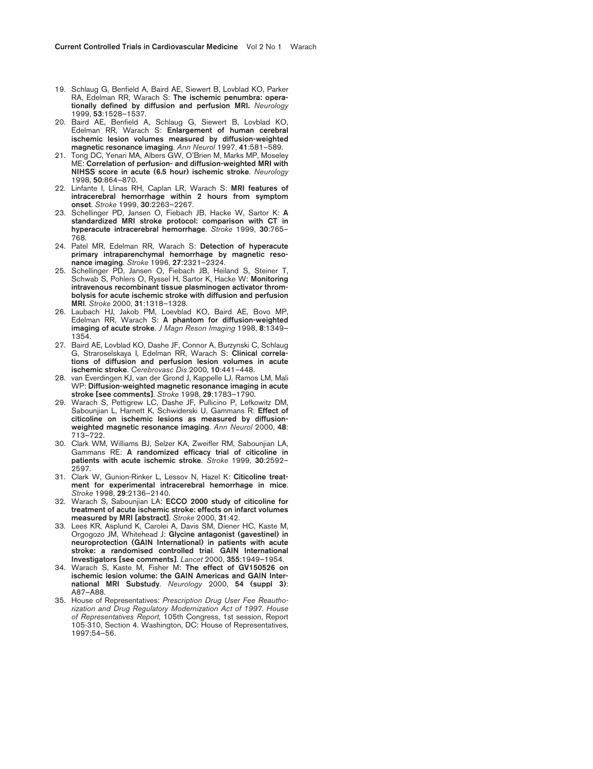19. Schlaug G, Benfield A, Baird AE, Siewert B, Lovblad KO, Parker RA, Edelman RR, Warach S: **The ischemic penumbra: operationally defined by diffusion and perfusion MRI.** *Neurology* 1999, **53**:1528–1537.
20. Baird AE, Benfield A, Schlaug G, Siewert B, Lovblad KO, Edelman RR, Warach S: **Enlargement of human cerebral ischemic lesion volumes measured by diffusion-weighted magnetic resonance imaging**. *Ann Neurol* 1997, **41**:581–589.
21. Tong DC, Yenari MA, Albers GW, O'Brien M, Marks MP, Moseley ME: **Correlation of perfusion- and diffusion-weighted MRI with NIHSS score in acute (6.5 hour) ischemic stroke**. *Neurology* 1998, **50**:864–870.
22. Linfante I, Llinas RH, Caplan LR, Warach S: **MRI features of intracerebral hemorrhage within 2 hours from symptom onset**. *Stroke* 1999, **30**:2263–2267.
23. Schellinger PD, Jansen O, Fiebach JB, Hacke W, Sartor K: **A standardized MRI stroke protocol: comparison with CT in hyperacute intracerebral hemorrhage**. *Stroke* 1999, **30**:765–768.
24. Patel MR, Edelman RR, Warach S: **Detection of hyperacute primary intraparenchymal hemorrhage by magnetic resonance imaging**. *Stroke* 1996, **27**:2321–2324.
25. Schellinger PD, Jansen O, Fiebach JB, Heiland S, Steiner T, Schwab S, Pohlers O, Ryssel H, Sartor K, Hacke W: **Monitoring intravenous recombinant tissue plasminogen activator thrombolysis for acute ischemic stroke with diffusion and perfusion MRI**. *Stroke* 2000, **31**:1318–1328.
26. Laubach HJ, Jakob PM, Loevblad KO, Baird AE, Bovo MP, Edelman RR, Warach S: **A phantom for diffusion-weighted imaging of acute stroke**. *J Magn Reson Imaging* 1998, **8**:1349–1354.
27. Baird AE, Lovblad KO, Dashe JF, Connor A, Burzynski C, Schlaug G, Straroselskaya I, Edelman RR, Warach S: **Clinical correlations of diffusion and perfusion lesion volumes in acute ischemic stroke**. *Cerebrovasc Dis* 2000, **10**:441–448.
28. van Everdingen KJ, van der Grond J, Kappelle LJ, Ramos LM, Mali WP: **Diffusion-weighted magnetic resonance imaging in acute stroke [see comments]**. *Stroke* 1998, **29**:1783–1790.
29. Warach S, Pettigrew LC, Dashe JF, Pullicino P, Lefkowitz DM, Sabounjian L, Harnett K, Schwiderski U, Gammans R: **Effect of citicoline on ischemic lesions as measured by diffusion-weighted magnetic resonance imaging**. *Ann Neurol* 2000, **48**: 713–722.
30. Clark WM, Williams BJ, Selzer KA, Zweifler RM, Sabounjian LA, Gammans RE: **A randomized efficacy trial of citicoline in patients with acute ischemic stroke**. *Stroke* 1999, **30**:2592–2597.
31. Clark W, Gunion-Rinker L, Lessov N, Hazel K: **Citicoline treatment for experimental intracerebral hemorrhage in mice**. *Stroke* 1998, **29**:2136–2140.
32. Warach S, Sabounjian LA: **ECCO 2000 study of citicoline for treatment of acute ischemic stroke: effects on infarct volumes measured by MRI [abstract]**. *Stroke* 2000, **31**:42.
33. Lees KR, Asplund K, Carolei A, Davis SM, Diener HC, Kaste M, Orgogozo JM, Whitehead J: **Glycine antagonist (gavestinel) in neuroprotection (GAIN International) in patients with acute stroke: a randomised controlled trial**. **GAIN International Investigators [see comments]**. *Lancet* 2000, **355**:1949–1954.
34. Warach S, Kaste M, Fisher M: **The effect of GV150526 on ischemic lesion volume: the GAIN Americas and GAIN International MRI Substudy**. *Neurology* 2000, **54 (suppl 3)**: A87–A88.
35. House of Representatives: *Prescription Drug User Fee Reauthorization and Drug Regulatory Modernization Act of 1997. House of Representatives Report*, 105th Congress, 1st session, Report 105-310, Section 4. Washington, DC: House of Representatives, 1997:54–56.